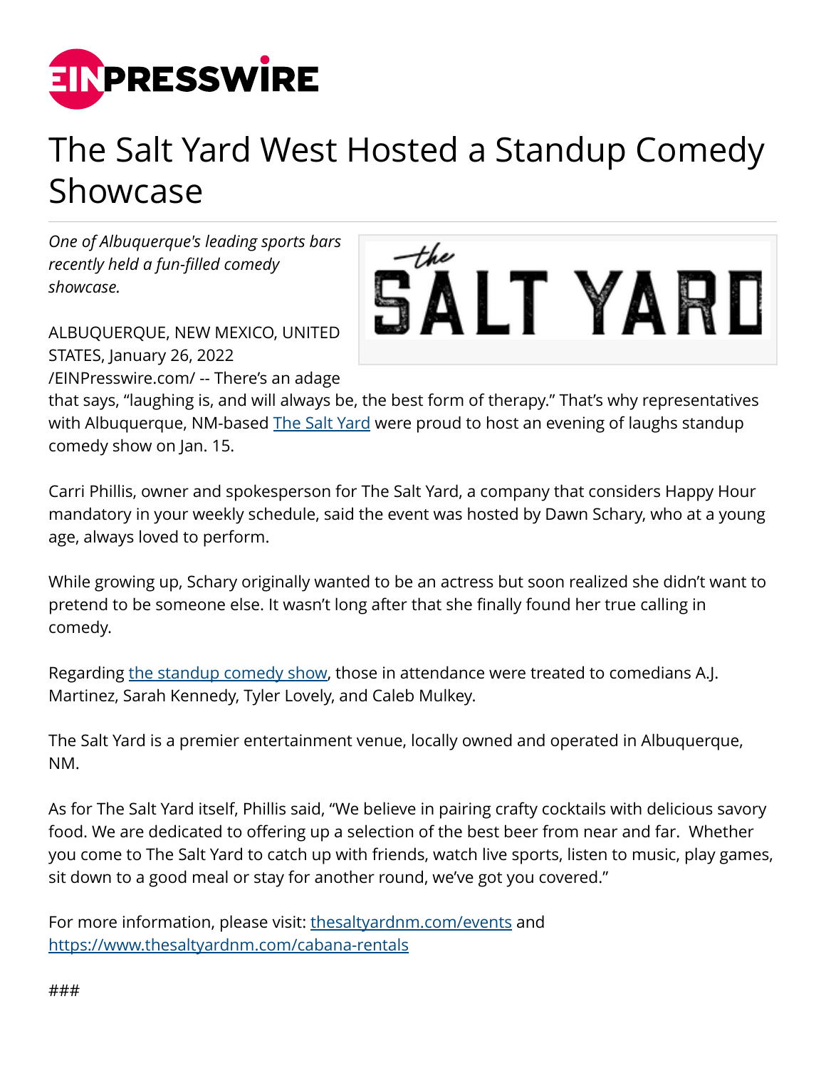# The Salt Yard West Hosted a Standup Comedy Showcase

*One of Albuquerque's leading sports bars recently held a fun-filled comedy showcase.*

ALBUQUERQUE, NEW MEXICO, UNITED STATES, January 26, 2022 /EINPresswire.com/ -- There's an adage that says, "laughing is, and will always be, the best form of therapy." That's why representatives with Albuquerque, NM-based [The Salt Yard](#) were proud to host an evening of laughs standup comedy show on Jan. 15.

Carri Phillis, owner and spokesperson for The Salt Yard, a company that considers Happy Hour mandatory in your weekly schedule, said the event was hosted by Dawn Schary, who at a young age, always loved to perform.

While growing up, Schary originally wanted to be an actress but soon realized she didn't want to pretend to be someone else. It wasn't long after that she finally found her true calling in comedy.

Regarding [the standup comedy show](#), those in attendance were treated to comedians A.J. Martinez, Sarah Kennedy, Tyler Lovely, and Caleb Mulkey.

The Salt Yard is a premier entertainment venue, locally owned and operated in Albuquerque, NM.

As for The Salt Yard itself, Phillis said, "We believe in pairing crafty cocktails with delicious savory food. We are dedicated to offering up a selection of the best beer from near and far. Whether you come to The Salt Yard to catch up with friends, watch live sports, listen to music, play games, sit down to a good meal or stay for another round, we've got you covered."

For more information, please visit: [thesaltyardnm.com/events](#) and [https://www.thesaltyardnm.com/cabana-rentals](https://www.thesaltyardnm.com/cabana-rentals)

###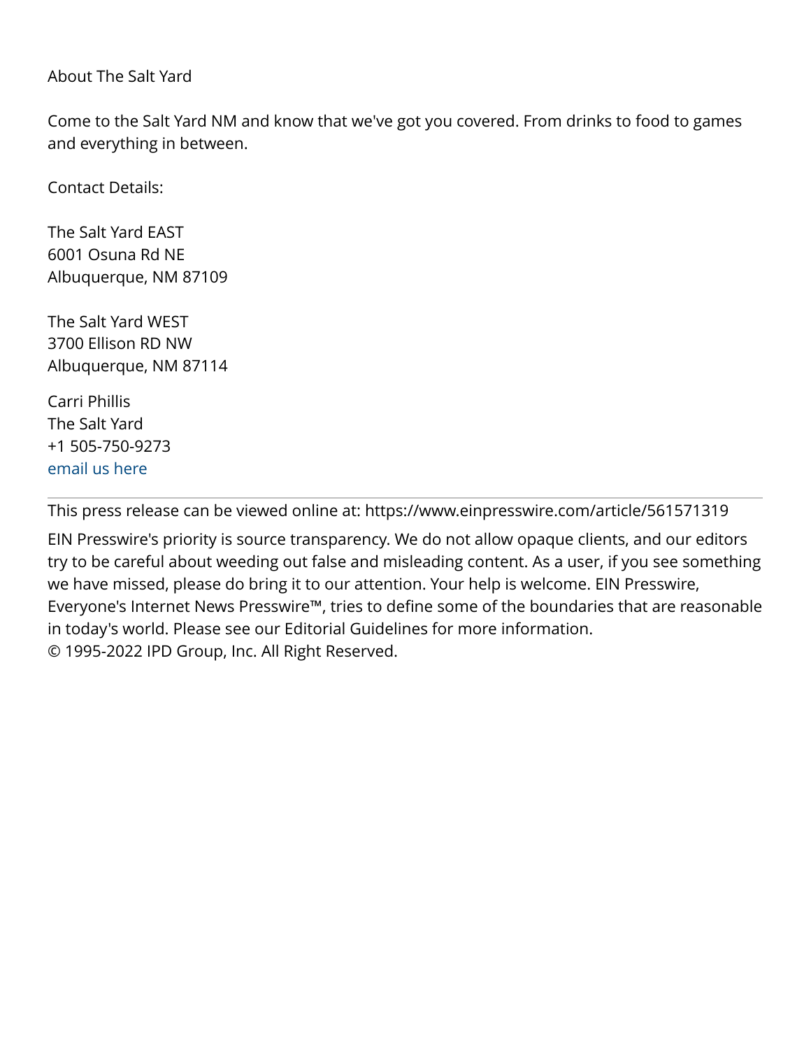About The Salt Yard

Come to the Salt Yard NM and know that we've got you covered. From drinks to food to games and everything in between.

Contact Details:

The Salt Yard EAST  
6001 Osuna Rd NE  
Albuquerque, NM 87109

The Salt Yard WEST  
3700 Ellison RD NW  
Albuquerque, NM 87114

Carri Phillis  
The Salt Yard  
+1 505-750-9273  
email us here

---

This press release can be viewed online at: https://www.einpresswire.com/article/561571319

EIN Presswire's priority is source transparency. We do not allow opaque clients, and our editors try to be careful about weeding out false and misleading content. As a user, if you see something we have missed, please do bring it to our attention. Your help is welcome. EIN Presswire, Everyone's Internet News Presswire™, tries to define some of the boundaries that are reasonable in today's world. Please see our Editorial Guidelines for more information.  
© 1995-2022 IPD Group, Inc. All Right Reserved.